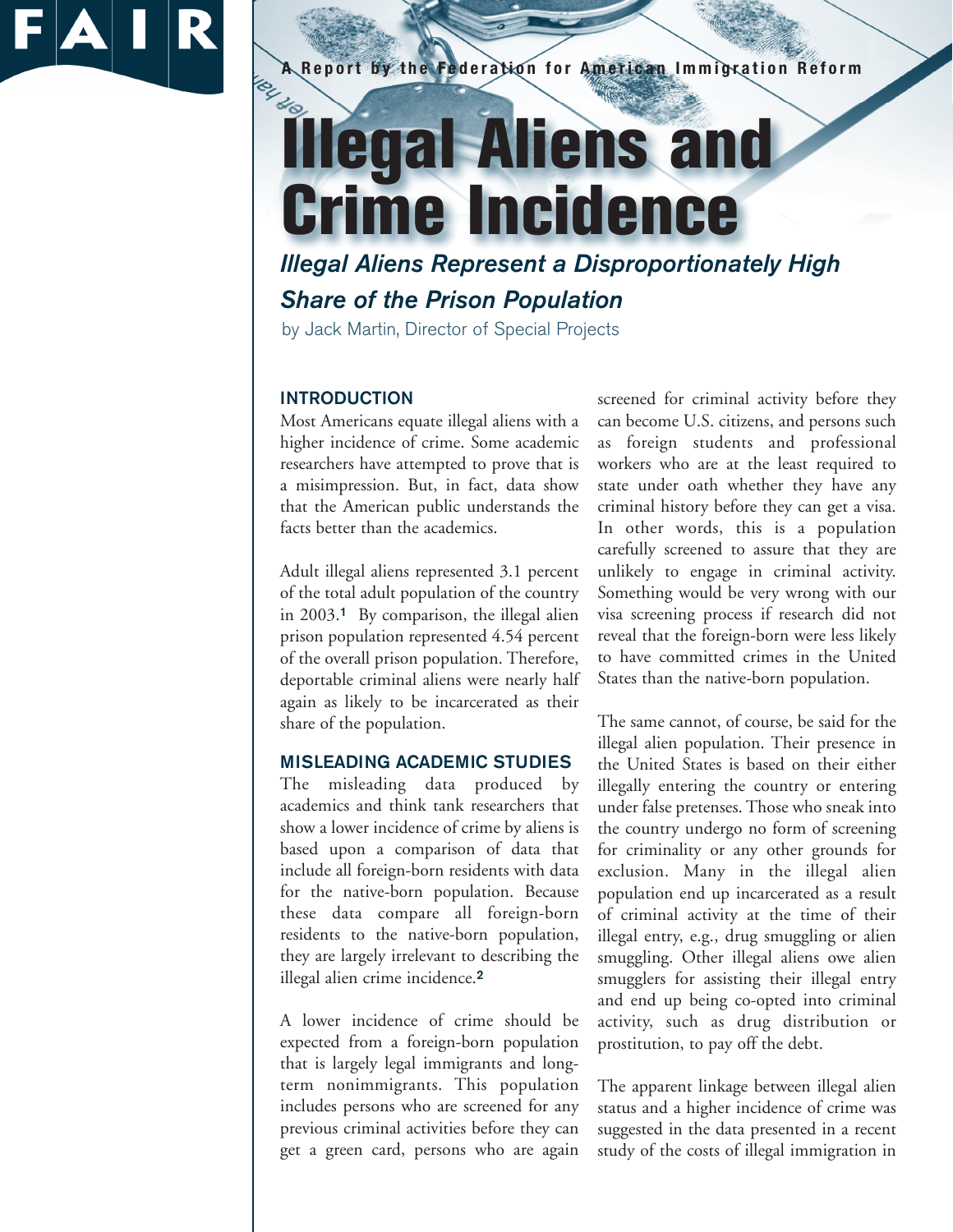FAIR

A Report by the Federation for American Immigration Reform

# Illegal Aliens and Crime Incidence

## *Illegal Aliens Represent a Disproportionately High Share of the Prison Population*

by Jack Martin, Director of Special Projects

### INTRODUCTION

Most Americans equate illegal aliens with a higher incidence of crime. Some academic researchers have attempted to prove that is a misimpression. But, in fact, data show that the American public understands the facts better than the academics.

Adult illegal aliens represented 3.1 percent of the total adult population of the country in 2003.[1] By comparison, the illegal alien prison population represented 4.54 percent of the overall prison population. Therefore, deportable criminal aliens were nearly half again as likely to be incarcerated as their share of the population.

### MISLEADING ACADEMIC STUDIES

The misleading data produced by academics and think tank researchers that show a lower incidence of crime by aliens is based upon a comparison of data that include all foreign-born residents with data for the native-born population. Because these data compare all foreign-born residents to the native-born population, they are largely irrelevant to describing the illegal alien crime incidence.[2]

A lower incidence of crime should be expected from a foreign-born population that is largely legal immigrants and long-term nonimmigrants. This population includes persons who are screened for any previous criminal activities before they can get a green card, persons who are again screened for criminal activity before they can become U.S. citizens, and persons such as foreign students and professional workers who are at the least required to state under oath whether they have any criminal history before they can get a visa. In other words, this is a population carefully screened to assure that they are unlikely to engage in criminal activity. Something would be very wrong with our visa screening process if research did not reveal that the foreign-born were less likely to have committed crimes in the United States than the native-born population.

The same cannot, of course, be said for the illegal alien population. Their presence in the United States is based on their either illegally entering the country or entering under false pretenses. Those who sneak into the country undergo no form of screening for criminality or any other grounds for exclusion. Many in the illegal alien population end up incarcerated as a result of criminal activity at the time of their illegal entry, e.g., drug smuggling or alien smuggling. Other illegal aliens owe alien smugglers for assisting their illegal entry and end up being co-opted into criminal activity, such as drug distribution or prostitution, to pay off the debt.

The apparent linkage between illegal alien status and a higher incidence of crime was suggested in the data presented in a recent study of the costs of illegal immigration in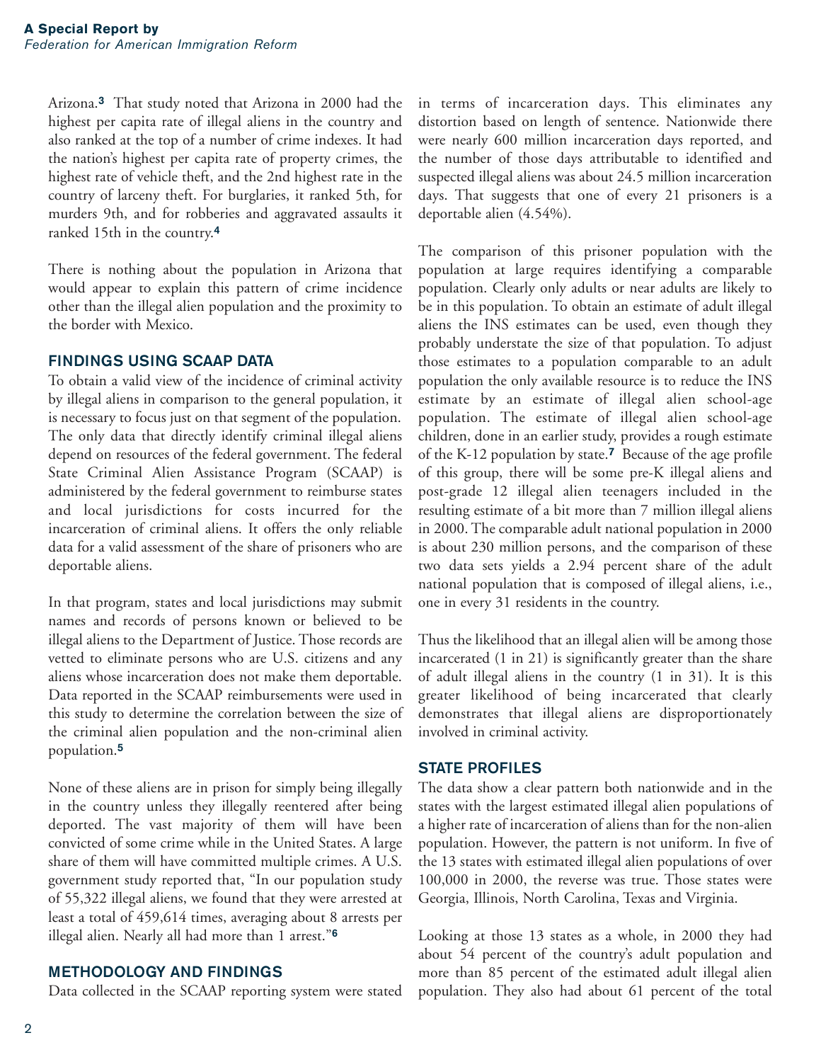Arizona.[3] That study noted that Arizona in 2000 had the highest per capita rate of illegal aliens in the country and also ranked at the top of a number of crime indexes. It had the nation's highest per capita rate of property crimes, the highest rate of vehicle theft, and the 2nd highest rate in the country of larceny theft. For burglaries, it ranked 5th, for murders 9th, and for robberies and aggravated assaults it ranked 15th in the country.[4]

There is nothing about the population in Arizona that would appear to explain this pattern of crime incidence other than the illegal alien population and the proximity to the border with Mexico.

## FINDINGS USING SCAAP DATA

To obtain a valid view of the incidence of criminal activity by illegal aliens in comparison to the general population, it is necessary to focus just on that segment of the population. The only data that directly identify criminal illegal aliens depend on resources of the federal government. The federal State Criminal Alien Assistance Program (SCAAP) is administered by the federal government to reimburse states and local jurisdictions for costs incurred for the incarceration of criminal aliens. It offers the only reliable data for a valid assessment of the share of prisoners who are deportable aliens.

In that program, states and local jurisdictions may submit names and records of persons known or believed to be illegal aliens to the Department of Justice. Those records are vetted to eliminate persons who are U.S. citizens and any aliens whose incarceration does not make them deportable. Data reported in the SCAAP reimbursements were used in this study to determine the correlation between the size of the criminal alien population and the non-criminal alien population.[5]

None of these aliens are in prison for simply being illegally in the country unless they illegally reentered after being deported. The vast majority of them will have been convicted of some crime while in the United States. A large share of them will have committed multiple crimes. A U.S. government study reported that, "In our population study of 55,322 illegal aliens, we found that they were arrested at least a total of 459,614 times, averaging about 8 arrests per illegal alien. Nearly all had more than 1 arrest."[6]

## METHODOLOGY AND FINDINGS

Data collected in the SCAAP reporting system were stated in terms of incarceration days. This eliminates any distortion based on length of sentence. Nationwide there were nearly 600 million incarceration days reported, and the number of those days attributable to identified and suspected illegal aliens was about 24.5 million incarceration days. That suggests that one of every 21 prisoners is a deportable alien (4.54%).

The comparison of this prisoner population with the population at large requires identifying a comparable population. Clearly only adults or near adults are likely to be in this population. To obtain an estimate of adult illegal aliens the INS estimates can be used, even though they probably understate the size of that population. To adjust those estimates to a population comparable to an adult population the only available resource is to reduce the INS estimate by an estimate of illegal alien school-age population. The estimate of illegal alien school-age children, done in an earlier study, provides a rough estimate of the K-12 population by state.[7] Because of the age profile of this group, there will be some pre-K illegal aliens and post-grade 12 illegal alien teenagers included in the resulting estimate of a bit more than 7 million illegal aliens in 2000. The comparable adult national population in 2000 is about 230 million persons, and the comparison of these two data sets yields a 2.94 percent share of the adult national population that is composed of illegal aliens, i.e., one in every 31 residents in the country.

Thus the likelihood that an illegal alien will be among those incarcerated (1 in 21) is significantly greater than the share of adult illegal aliens in the country (1 in 31). It is this greater likelihood of being incarcerated that clearly demonstrates that illegal aliens are disproportionately involved in criminal activity.

## STATE PROFILES

The data show a clear pattern both nationwide and in the states with the largest estimated illegal alien populations of a higher rate of incarceration of aliens than for the non-alien population. However, the pattern is not uniform. In five of the 13 states with estimated illegal alien populations of over 100,000 in 2000, the reverse was true. Those states were Georgia, Illinois, North Carolina, Texas and Virginia.

Looking at those 13 states as a whole, in 2000 they had about 54 percent of the country's adult population and more than 85 percent of the estimated adult illegal alien population. They also had about 61 percent of the total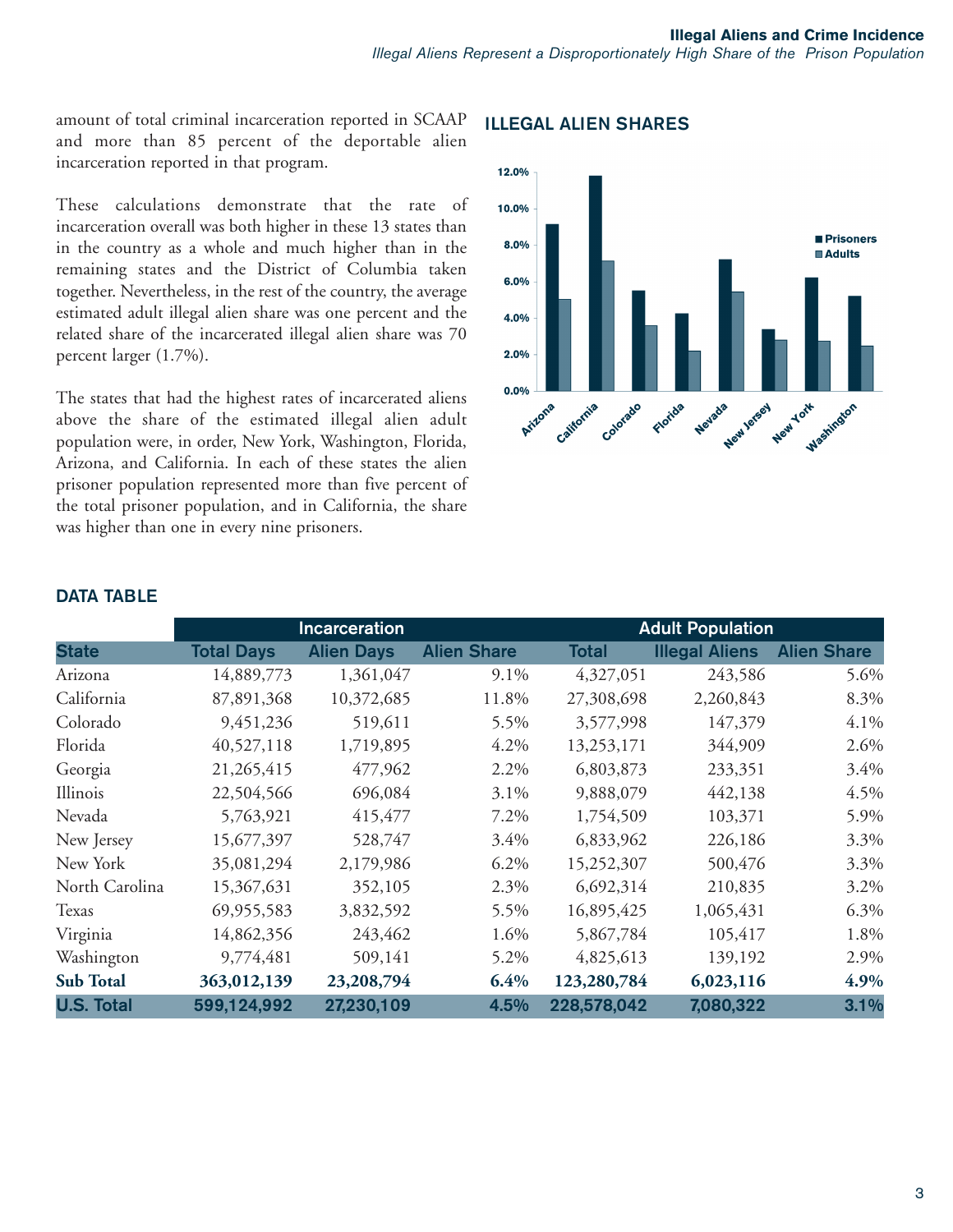amount of total criminal incarceration reported in SCAAP and more than 85 percent of the deportable alien incarceration reported in that program.

These calculations demonstrate that the rate of incarceration overall was both higher in these 13 states than in the country as a whole and much higher than in the remaining states and the District of Columbia taken together. Nevertheless, in the rest of the country, the average estimated adult illegal alien share was one percent and the related share of the incarcerated illegal alien share was 70 percent larger (1.7%).

The states that had the highest rates of incarcerated aliens above the share of the estimated illegal alien adult population were, in order, New York, Washington, Florida, Arizona, and California. In each of these states the alien prisoner population represented more than five percent of the total prisoner population, and in California, the share was higher than one in every nine prisoners.

## ILLEGAL ALIEN SHARES

## DATA TABLE

| | Incarceration | | | Adult Population | | |
|---|---|---|---|---|---|---|
| **State** | **Total Days** | **Alien Days** | **Alien Share** | **Total** | **Illegal Aliens** | **Alien Share** |
| Arizona | 14,889,773 | 1,361,047 | 9.1% | 4,327,051 | 243,586 | 5.6% |
| California | 87,891,368 | 10,372,685 | 11.8% | 27,308,698 | 2,260,843 | 8.3% |
| Colorado | 9,451,236 | 519,611 | 5.5% | 3,577,998 | 147,379 | 4.1% |
| Florida | 40,527,118 | 1,719,895 | 4.2% | 13,253,171 | 344,909 | 2.6% |
| Georgia | 21,265,415 | 477,962 | 2.2% | 6,803,873 | 233,351 | 3.4% |
| Illinois | 22,504,566 | 696,084 | 3.1% | 9,888,079 | 442,138 | 4.5% |
| Nevada | 5,763,921 | 415,477 | 7.2% | 1,754,509 | 103,371 | 5.9% |
| New Jersey | 15,677,397 | 528,747 | 3.4% | 6,833,962 | 226,186 | 3.3% |
| New York | 35,081,294 | 2,179,986 | 6.2% | 15,252,307 | 500,476 | 3.3% |
| North Carolina | 15,367,631 | 352,105 | 2.3% | 6,692,314 | 210,835 | 3.2% |
| Texas | 69,955,583 | 3,832,592 | 5.5% | 16,895,425 | 1,065,431 | 6.3% |
| Virginia | 14,862,356 | 243,462 | 1.6% | 5,867,784 | 105,417 | 1.8% |
| Washington | 9,774,481 | 509,141 | 5.2% | 4,825,613 | 139,192 | 2.9% |
| **Sub Total** | **363,012,139** | **23,208,794** | **6.4%** | **123,280,784** | **6,023,116** | **4.9%** |
| **U.S. Total** | **599,124,992** | **27,230,109** | **4.5%** | **228,578,042** | **7,080,322** | **3.1%** |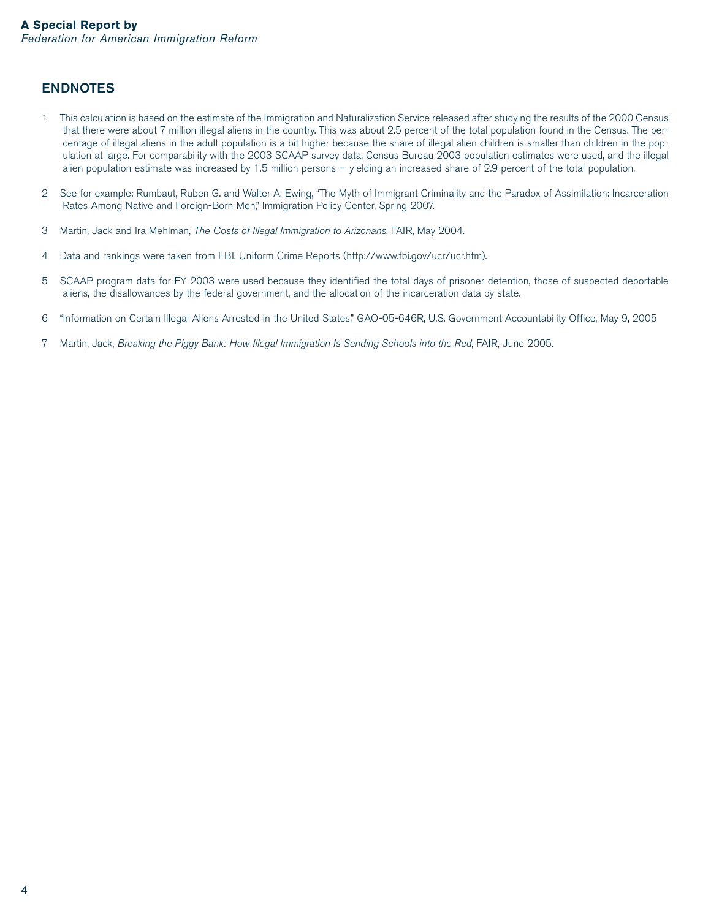## ENDNOTES

1. This calculation is based on the estimate of the Immigration and Naturalization Service released after studying the results of the 2000 Census that there were about 7 million illegal aliens in the country. This was about 2.5 percent of the total population found in the Census. The percentage of illegal aliens in the adult population is a bit higher because the share of illegal alien children is smaller than children in the population at large. For comparability with the 2003 SCAAP survey data, Census Bureau 2003 population estimates were used, and the illegal alien population estimate was increased by 1.5 million persons — yielding an increased share of 2.9 percent of the total population.

2. See for example: Rumbaut, Ruben G. and Walter A. Ewing, "The Myth of Immigrant Criminality and the Paradox of Assimilation: Incarceration Rates Among Native and Foreign-Born Men," Immigration Policy Center, Spring 2007.

3. Martin, Jack and Ira Mehlman, *The Costs of Illegal Immigration to Arizonans*, FAIR, May 2004.

4. Data and rankings were taken from FBI, Uniform Crime Reports (http://www.fbi.gov/ucr/ucr.htm).

5. SCAAP program data for FY 2003 were used because they identified the total days of prisoner detention, those of suspected deportable aliens, the disallowances by the federal government, and the allocation of the incarceration data by state.

6. "Information on Certain Illegal Aliens Arrested in the United States," GAO-05-646R, U.S. Government Accountability Office, May 9, 2005

7. Martin, Jack, *Breaking the Piggy Bank: How Illegal Immigration Is Sending Schools into the Red*, FAIR, June 2005.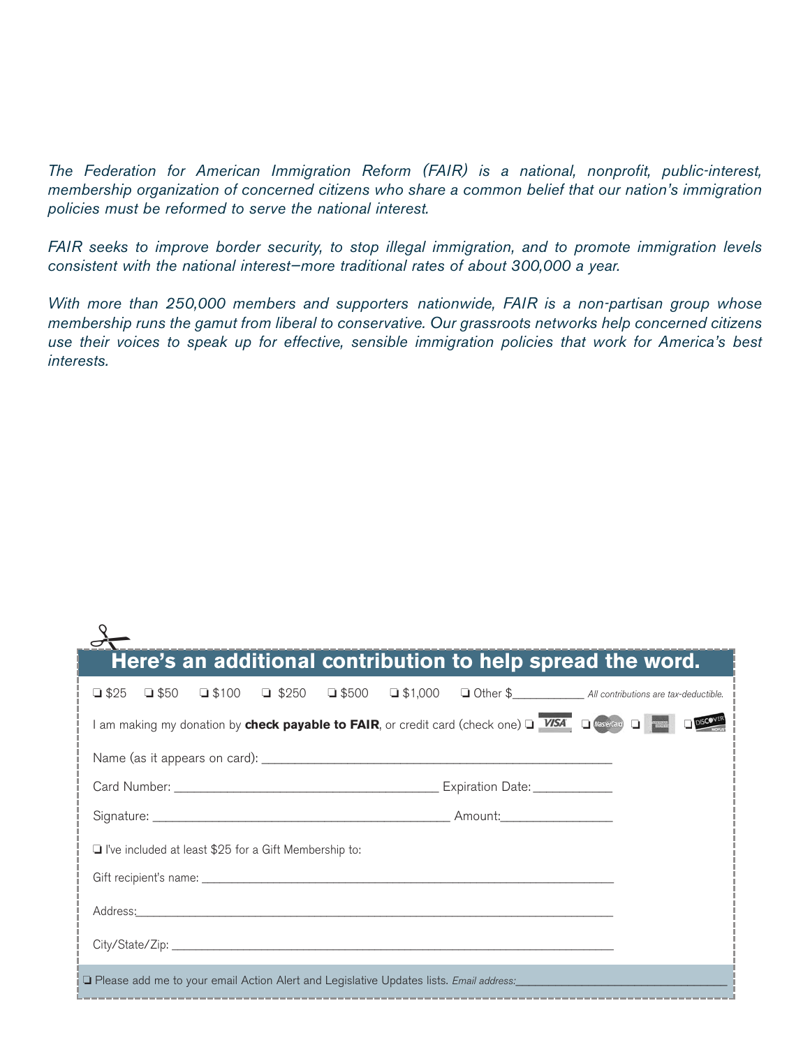*The Federation for American Immigration Reform (FAIR) is a national, nonprofit, public-interest, membership organization of concerned citizens who share a common belief that our nation's immigration policies must be reformed to serve the national interest.*

*FAIR seeks to improve border security, to stop illegal immigration, and to promote immigration levels consistent with the national interest—more traditional rates of about 300,000 a year.*

*With more than 250,000 members and supporters nationwide, FAIR is a non-partisan group whose membership runs the gamut from liberal to conservative. Our grassroots networks help concerned citizens use their voices to speak up for effective, sensible immigration policies that work for America's best interests.*

## Here's an additional contribution to help spread the word.

❏ $25 ❏ $50 ❏ $100 ❏ $250 ❏ $500 ❏ $1,000 ❏ Other $__________ *All contributions are tax-deductible.*

I am making my donation by **check payable to FAIR**, or credit card (check one) ❏ VISA ❏ MasterCard ❏ American Express ❏ Discover

Name (as it appears on card): ______________________________________________

Card Number: __________________________________ Expiration Date: ___________

Signature: ________________________________________ Amount: _______________

❏ I've included at least $25 for a Gift Membership to:

Gift recipient's name: ______________________________________________________

Address: ___________________________________________________________________

City/State/Zip: _____________________________________________________________

❏ Please add me to your email Action Alert and Legislative Updates lists. *Email address:* ______________________________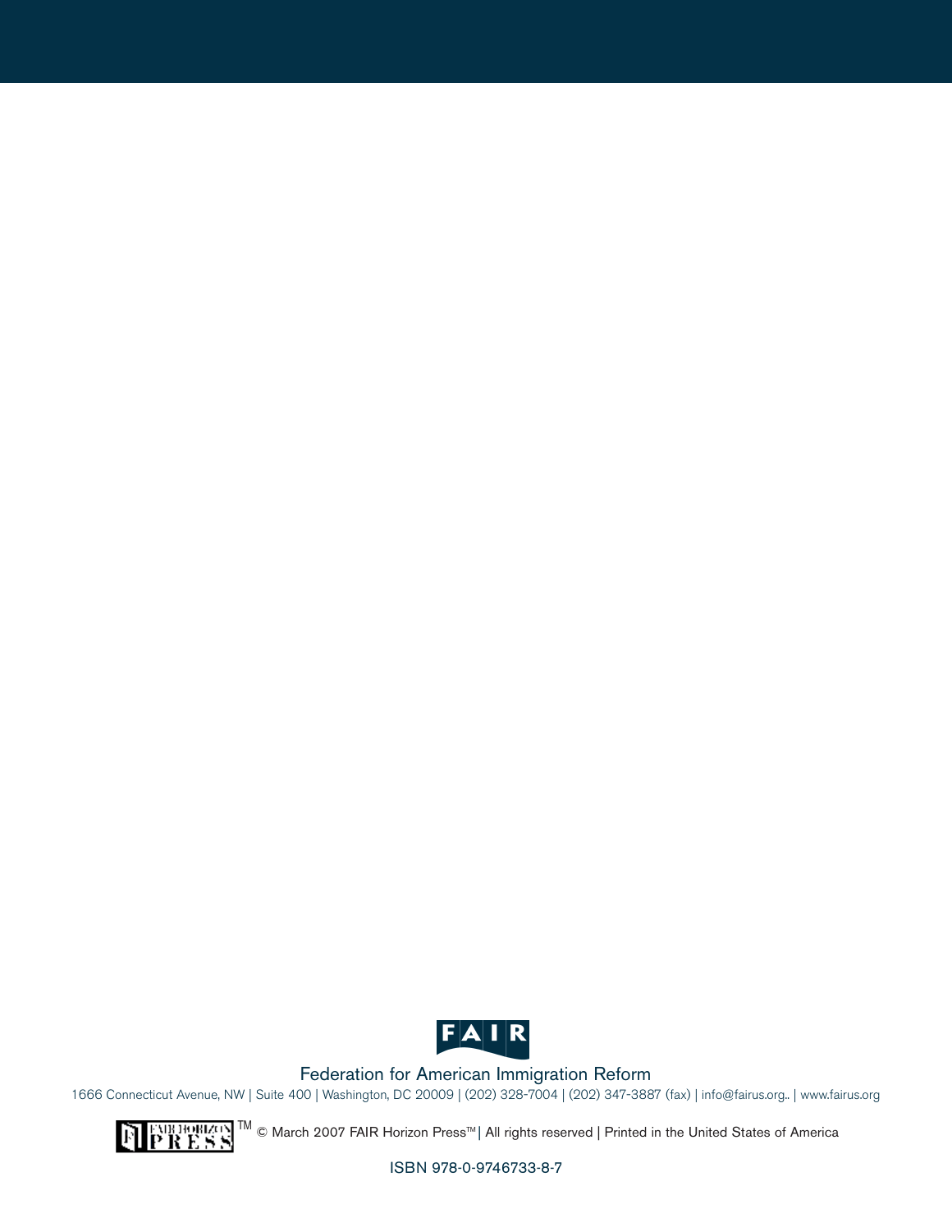FAIR

Federation for American Immigration Reform

1666 Connecticut Avenue, NW | Suite 400 | Washington, DC 20009 | (202) 328-7004 | (202) 347-3887 (fax) | info@fairus.org.. | www.fairus.org

FAIR HORIZON PRESS TM © March 2007 FAIR Horizon Press™| All rights reserved | Printed in the United States of America

ISBN 978-0-9746733-8-7